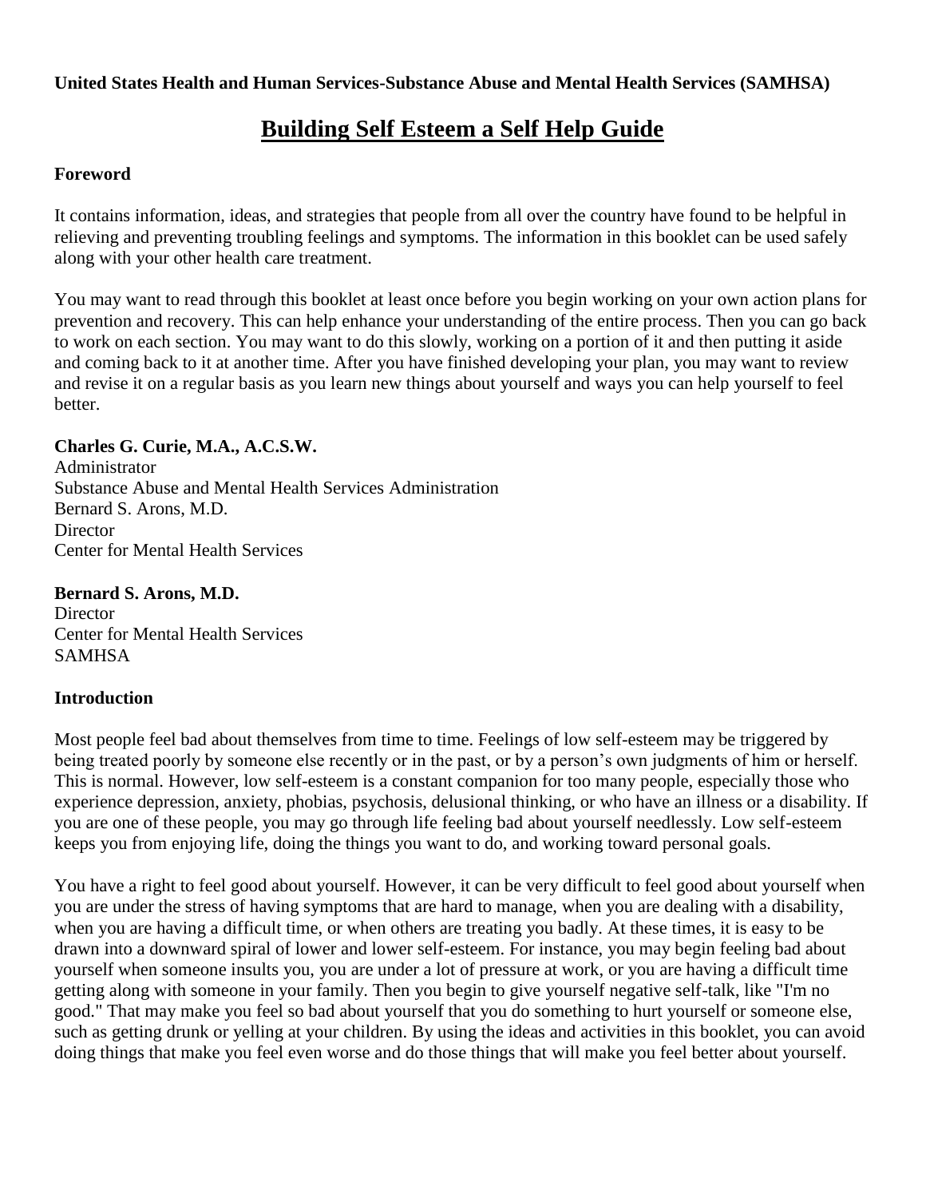**United States Health and Human Services-Substance Abuse and Mental Health Services (SAMHSA)**

# Building Self Esteem a Self Help Guide

## Foreword

It contains information, ideas, and strategies that people from all over the country have found to be helpful in relieving and preventing troubling feelings and symptoms. The information in this booklet can be used safely along with your other health care treatment.

You may want to read through this booklet at least once before you begin working on your own action plans for prevention and recovery. This can help enhance your understanding of the entire process. Then you can go back to work on each section. You may want to do this slowly, working on a portion of it and then putting it aside and coming back to it at another time. After you have finished developing your plan, you may want to review and revise it on a regular basis as you learn new things about yourself and ways you can help yourself to feel better.

**Charles G. Curie, M.A., A.C.S.W.**
Administrator
Substance Abuse and Mental Health Services Administration
Bernard S. Arons, M.D.
Director
Center for Mental Health Services

**Bernard S. Arons, M.D.**
Director
Center for Mental Health Services
SAMHSA

## Introduction

Most people feel bad about themselves from time to time. Feelings of low self-esteem may be triggered by being treated poorly by someone else recently or in the past, or by a person's own judgments of him or herself. This is normal. However, low self-esteem is a constant companion for too many people, especially those who experience depression, anxiety, phobias, psychosis, delusional thinking, or who have an illness or a disability. If you are one of these people, you may go through life feeling bad about yourself needlessly. Low self-esteem keeps you from enjoying life, doing the things you want to do, and working toward personal goals.

You have a right to feel good about yourself. However, it can be very difficult to feel good about yourself when you are under the stress of having symptoms that are hard to manage, when you are dealing with a disability, when you are having a difficult time, or when others are treating you badly. At these times, it is easy to be drawn into a downward spiral of lower and lower self-esteem. For instance, you may begin feeling bad about yourself when someone insults you, you are under a lot of pressure at work, or you are having a difficult time getting along with someone in your family. Then you begin to give yourself negative self-talk, like "I'm no good." That may make you feel so bad about yourself that you do something to hurt yourself or someone else, such as getting drunk or yelling at your children. By using the ideas and activities in this booklet, you can avoid doing things that make you feel even worse and do those things that will make you feel better about yourself.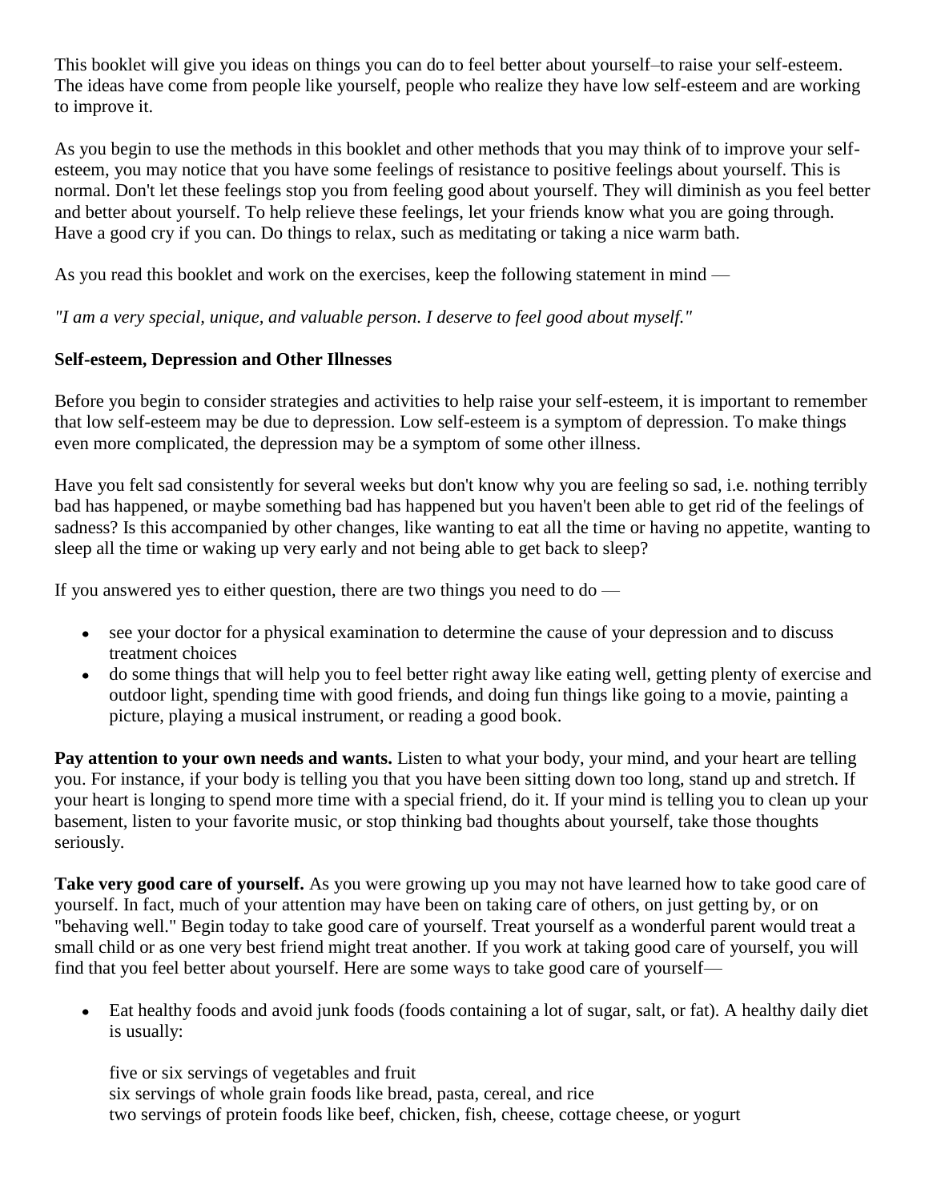This booklet will give you ideas on things you can do to feel better about yourself–to raise your self-esteem. The ideas have come from people like yourself, people who realize they have low self-esteem and are working to improve it.

As you begin to use the methods in this booklet and other methods that you may think of to improve your self-esteem, you may notice that you have some feelings of resistance to positive feelings about yourself. This is normal. Don't let these feelings stop you from feeling good about yourself. They will diminish as you feel better and better about yourself. To help relieve these feelings, let your friends know what you are going through. Have a good cry if you can. Do things to relax, such as meditating or taking a nice warm bath.

As you read this booklet and work on the exercises, keep the following statement in mind —

*"I am a very special, unique, and valuable person. I deserve to feel good about myself."*

**Self-esteem, Depression and Other Illnesses**

Before you begin to consider strategies and activities to help raise your self-esteem, it is important to remember that low self-esteem may be due to depression. Low self-esteem is a symptom of depression. To make things even more complicated, the depression may be a symptom of some other illness.

Have you felt sad consistently for several weeks but don't know why you are feeling so sad, i.e. nothing terribly bad has happened, or maybe something bad has happened but you haven't been able to get rid of the feelings of sadness? Is this accompanied by other changes, like wanting to eat all the time or having no appetite, wanting to sleep all the time or waking up very early and not being able to get back to sleep?

If you answered yes to either question, there are two things you need to do —

- see your doctor for a physical examination to determine the cause of your depression and to discuss treatment choices
- do some things that will help you to feel better right away like eating well, getting plenty of exercise and outdoor light, spending time with good friends, and doing fun things like going to a movie, painting a picture, playing a musical instrument, or reading a good book.

**Pay attention to your own needs and wants.** Listen to what your body, your mind, and your heart are telling you. For instance, if your body is telling you that you have been sitting down too long, stand up and stretch. If your heart is longing to spend more time with a special friend, do it. If your mind is telling you to clean up your basement, listen to your favorite music, or stop thinking bad thoughts about yourself, take those thoughts seriously.

**Take very good care of yourself.** As you were growing up you may not have learned how to take good care of yourself. In fact, much of your attention may have been on taking care of others, on just getting by, or on "behaving well." Begin today to take good care of yourself. Treat yourself as a wonderful parent would treat a small child or as one very best friend might treat another. If you work at taking good care of yourself, you will find that you feel better about yourself. Here are some ways to take good care of yourself—

- Eat healthy foods and avoid junk foods (foods containing a lot of sugar, salt, or fat). A healthy daily diet is usually:

  five or six servings of vegetables and fruit
  six servings of whole grain foods like bread, pasta, cereal, and rice
  two servings of protein foods like beef, chicken, fish, cheese, cottage cheese, or yogurt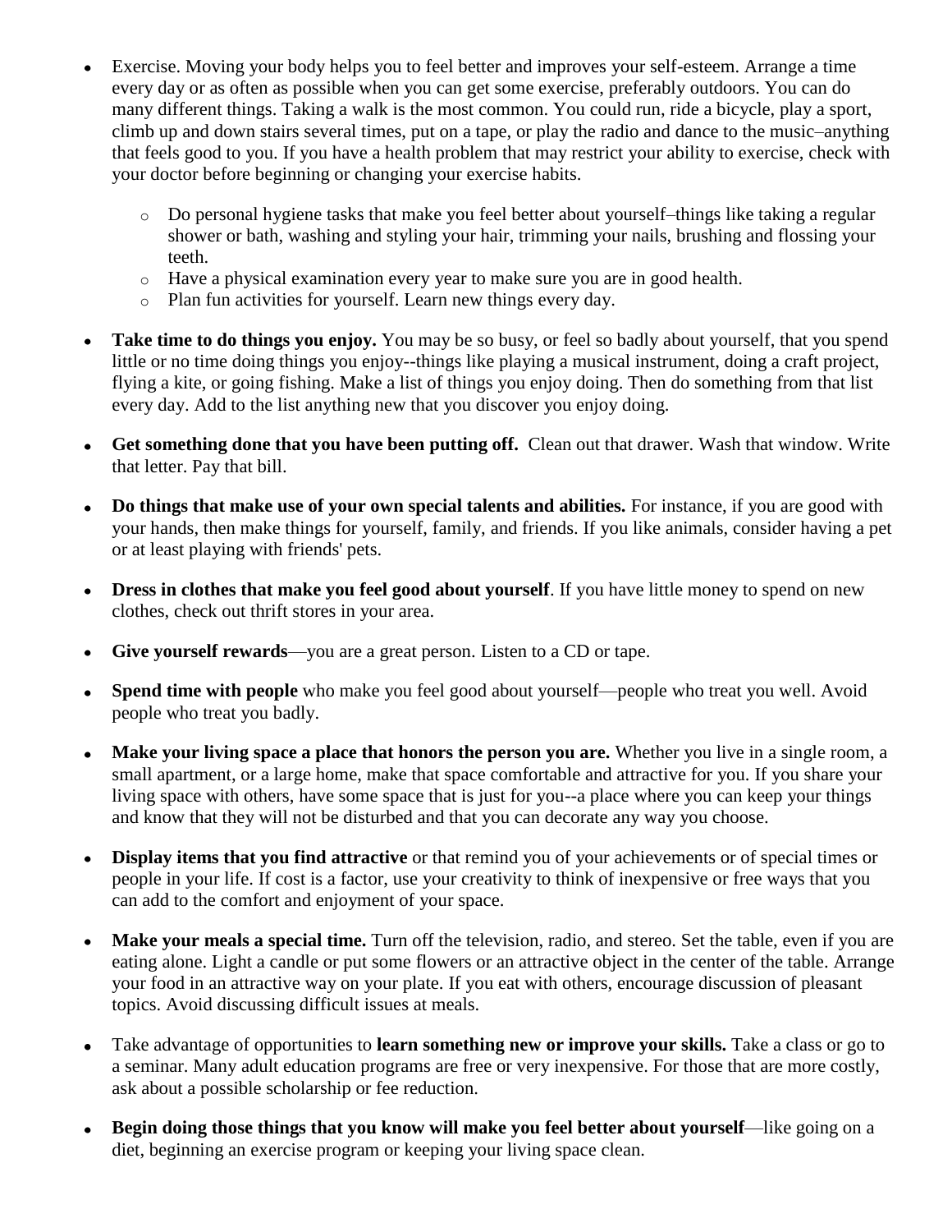- Exercise. Moving your body helps you to feel better and improves your self-esteem. Arrange a time every day or as often as possible when you can get some exercise, preferably outdoors. You can do many different things. Taking a walk is the most common. You could run, ride a bicycle, play a sport, climb up and down stairs several times, put on a tape, or play the radio and dance to the music–anything that feels good to you. If you have a health problem that may restrict your ability to exercise, check with your doctor before beginning or changing your exercise habits.
    - Do personal hygiene tasks that make you feel better about yourself–things like taking a regular shower or bath, washing and styling your hair, trimming your nails, brushing and flossing your teeth.
    - Have a physical examination every year to make sure you are in good health.
    - Plan fun activities for yourself. Learn new things every day.
- **Take time to do things you enjoy.** You may be so busy, or feel so badly about yourself, that you spend little or no time doing things you enjoy--things like playing a musical instrument, doing a craft project, flying a kite, or going fishing. Make a list of things you enjoy doing. Then do something from that list every day. Add to the list anything new that you discover you enjoy doing.
- **Get something done that you have been putting off.** Clean out that drawer. Wash that window. Write that letter. Pay that bill.
- **Do things that make use of your own special talents and abilities.** For instance, if you are good with your hands, then make things for yourself, family, and friends. If you like animals, consider having a pet or at least playing with friends' pets.
- **Dress in clothes that make you feel good about yourself**. If you have little money to spend on new clothes, check out thrift stores in your area.
- **Give yourself rewards**—you are a great person. Listen to a CD or tape.
- **Spend time with people** who make you feel good about yourself—people who treat you well. Avoid people who treat you badly.
- **Make your living space a place that honors the person you are.** Whether you live in a single room, a small apartment, or a large home, make that space comfortable and attractive for you. If you share your living space with others, have some space that is just for you--a place where you can keep your things and know that they will not be disturbed and that you can decorate any way you choose.
- **Display items that you find attractive** or that remind you of your achievements or of special times or people in your life. If cost is a factor, use your creativity to think of inexpensive or free ways that you can add to the comfort and enjoyment of your space.
- **Make your meals a special time.** Turn off the television, radio, and stereo. Set the table, even if you are eating alone. Light a candle or put some flowers or an attractive object in the center of the table. Arrange your food in an attractive way on your plate. If you eat with others, encourage discussion of pleasant topics. Avoid discussing difficult issues at meals.
- Take advantage of opportunities to **learn something new or improve your skills.** Take a class or go to a seminar. Many adult education programs are free or very inexpensive. For those that are more costly, ask about a possible scholarship or fee reduction.
- **Begin doing those things that you know will make you feel better about yourself**—like going on a diet, beginning an exercise program or keeping your living space clean.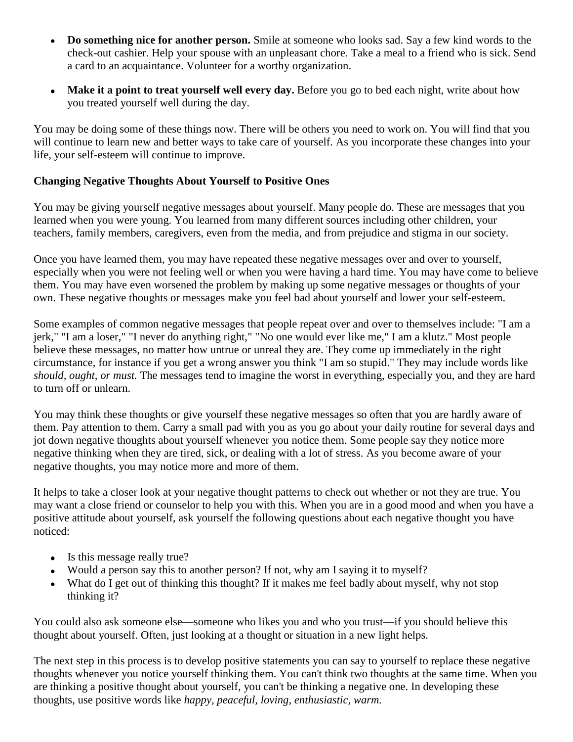- **Do something nice for another person.** Smile at someone who looks sad. Say a few kind words to the check-out cashier. Help your spouse with an unpleasant chore. Take a meal to a friend who is sick. Send a card to an acquaintance. Volunteer for a worthy organization.

- **Make it a point to treat yourself well every day.** Before you go to bed each night, write about how you treated yourself well during the day.

You may be doing some of these things now. There will be others you need to work on. You will find that you will continue to learn new and better ways to take care of yourself. As you incorporate these changes into your life, your self-esteem will continue to improve.

**Changing Negative Thoughts About Yourself to Positive Ones**

You may be giving yourself negative messages about yourself. Many people do. These are messages that you learned when you were young. You learned from many different sources including other children, your teachers, family members, caregivers, even from the media, and from prejudice and stigma in our society.

Once you have learned them, you may have repeated these negative messages over and over to yourself, especially when you were not feeling well or when you were having a hard time. You may have come to believe them. You may have even worsened the problem by making up some negative messages or thoughts of your own. These negative thoughts or messages make you feel bad about yourself and lower your self-esteem.

Some examples of common negative messages that people repeat over and over to themselves include: "I am a jerk," "I am a loser," "I never do anything right," "No one would ever like me," I am a klutz." Most people believe these messages, no matter how untrue or unreal they are. They come up immediately in the right circumstance, for instance if you get a wrong answer you think "I am so stupid." They may include words like *should, ought, or must.* The messages tend to imagine the worst in everything, especially you, and they are hard to turn off or unlearn.

You may think these thoughts or give yourself these negative messages so often that you are hardly aware of them. Pay attention to them. Carry a small pad with you as you go about your daily routine for several days and jot down negative thoughts about yourself whenever you notice them. Some people say they notice more negative thinking when they are tired, sick, or dealing with a lot of stress. As you become aware of your negative thoughts, you may notice more and more of them.

It helps to take a closer look at your negative thought patterns to check out whether or not they are true. You may want a close friend or counselor to help you with this. When you are in a good mood and when you have a positive attitude about yourself, ask yourself the following questions about each negative thought you have noticed:

- Is this message really true?
- Would a person say this to another person? If not, why am I saying it to myself?
- What do I get out of thinking this thought? If it makes me feel badly about myself, why not stop thinking it?

You could also ask someone else—someone who likes you and who you trust—if you should believe this thought about yourself. Often, just looking at a thought or situation in a new light helps.

The next step in this process is to develop positive statements you can say to yourself to replace these negative thoughts whenever you notice yourself thinking them. You can't think two thoughts at the same time. When you are thinking a positive thought about yourself, you can't be thinking a negative one. In developing these thoughts, use positive words like *happy, peaceful, loving, enthusiastic, warm.*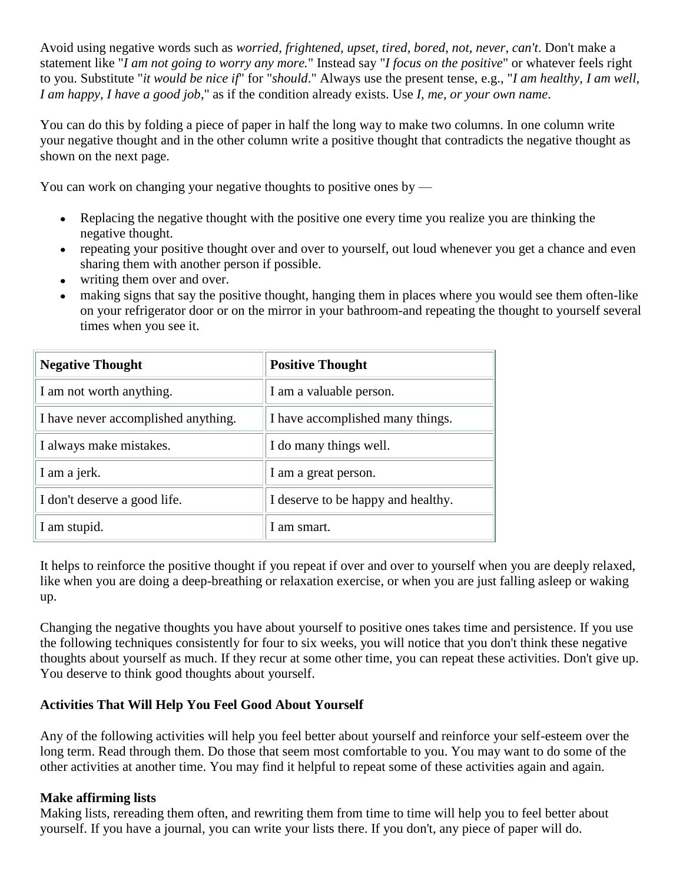Avoid using negative words such as *worried, frightened, upset, tired, bored, not, never, can't*. Don't make a statement like "*I am not going to worry any more.*" Instead say "*I focus on the positive*" or whatever feels right to you. Substitute "*it would be nice if*" for "*should*." Always use the present tense, e.g., "*I am healthy, I am well, I am happy, I have a good job*," as if the condition already exists. Use *I, me, or your own name*.

You can do this by folding a piece of paper in half the long way to make two columns. In one column write your negative thought and in the other column write a positive thought that contradicts the negative thought as shown on the next page.

You can work on changing your negative thoughts to positive ones by —

- Replacing the negative thought with the positive one every time you realize you are thinking the negative thought.
- repeating your positive thought over and over to yourself, out loud whenever you get a chance and even sharing them with another person if possible.
- writing them over and over.
- making signs that say the positive thought, hanging them in places where you would see them often-like on your refrigerator door or on the mirror in your bathroom-and repeating the thought to yourself several times when you see it.

| **Negative Thought** | **Positive Thought** |
|---|---|
| I am not worth anything. | I am a valuable person. |
| I have never accomplished anything. | I have accomplished many things. |
| I always make mistakes. | I do many things well. |
| I am a jerk. | I am a great person. |
| I don't deserve a good life. | I deserve to be happy and healthy. |
| I am stupid. | I am smart. |

It helps to reinforce the positive thought if you repeat if over and over to yourself when you are deeply relaxed, like when you are doing a deep-breathing or relaxation exercise, or when you are just falling asleep or waking up.

Changing the negative thoughts you have about yourself to positive ones takes time and persistence. If you use the following techniques consistently for four to six weeks, you will notice that you don't think these negative thoughts about yourself as much. If they recur at some other time, you can repeat these activities. Don't give up. You deserve to think good thoughts about yourself.

**Activities That Will Help You Feel Good About Yourself**

Any of the following activities will help you feel better about yourself and reinforce your self-esteem over the long term. Read through them. Do those that seem most comfortable to you. You may want to do some of the other activities at another time. You may find it helpful to repeat some of these activities again and again.

**Make affirming lists**
Making lists, rereading them often, and rewriting them from time to time will help you to feel better about yourself. If you have a journal, you can write your lists there. If you don't, any piece of paper will do.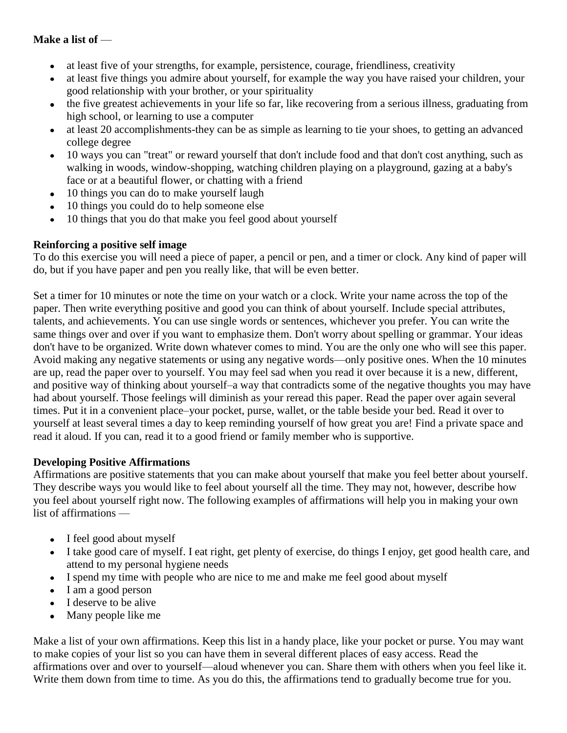**Make a list of** —

- at least five of your strengths, for example, persistence, courage, friendliness, creativity
- at least five things you admire about yourself, for example the way you have raised your children, your good relationship with your brother, or your spirituality
- the five greatest achievements in your life so far, like recovering from a serious illness, graduating from high school, or learning to use a computer
- at least 20 accomplishments-they can be as simple as learning to tie your shoes, to getting an advanced college degree
- 10 ways you can "treat" or reward yourself that don't include food and that don't cost anything, such as walking in woods, window-shopping, watching children playing on a playground, gazing at a baby's face or at a beautiful flower, or chatting with a friend
- 10 things you can do to make yourself laugh
- 10 things you could do to help someone else
- 10 things that you do that make you feel good about yourself

**Reinforcing a positive self image**

To do this exercise you will need a piece of paper, a pencil or pen, and a timer or clock. Any kind of paper will do, but if you have paper and pen you really like, that will be even better.

Set a timer for 10 minutes or note the time on your watch or a clock. Write your name across the top of the paper. Then write everything positive and good you can think of about yourself. Include special attributes, talents, and achievements. You can use single words or sentences, whichever you prefer. You can write the same things over and over if you want to emphasize them. Don't worry about spelling or grammar. Your ideas don't have to be organized. Write down whatever comes to mind. You are the only one who will see this paper. Avoid making any negative statements or using any negative words—only positive ones. When the 10 minutes are up, read the paper over to yourself. You may feel sad when you read it over because it is a new, different, and positive way of thinking about yourself–a way that contradicts some of the negative thoughts you may have had about yourself. Those feelings will diminish as your reread this paper. Read the paper over again several times. Put it in a convenient place–your pocket, purse, wallet, or the table beside your bed. Read it over to yourself at least several times a day to keep reminding yourself of how great you are! Find a private space and read it aloud. If you can, read it to a good friend or family member who is supportive.

**Developing Positive Affirmations**

Affirmations are positive statements that you can make about yourself that make you feel better about yourself. They describe ways you would like to feel about yourself all the time. They may not, however, describe how you feel about yourself right now. The following examples of affirmations will help you in making your own list of affirmations —

- I feel good about myself
- I take good care of myself. I eat right, get plenty of exercise, do things I enjoy, get good health care, and attend to my personal hygiene needs
- I spend my time with people who are nice to me and make me feel good about myself
- I am a good person
- I deserve to be alive
- Many people like me

Make a list of your own affirmations. Keep this list in a handy place, like your pocket or purse. You may want to make copies of your list so you can have them in several different places of easy access. Read the affirmations over and over to yourself—aloud whenever you can. Share them with others when you feel like it. Write them down from time to time. As you do this, the affirmations tend to gradually become true for you.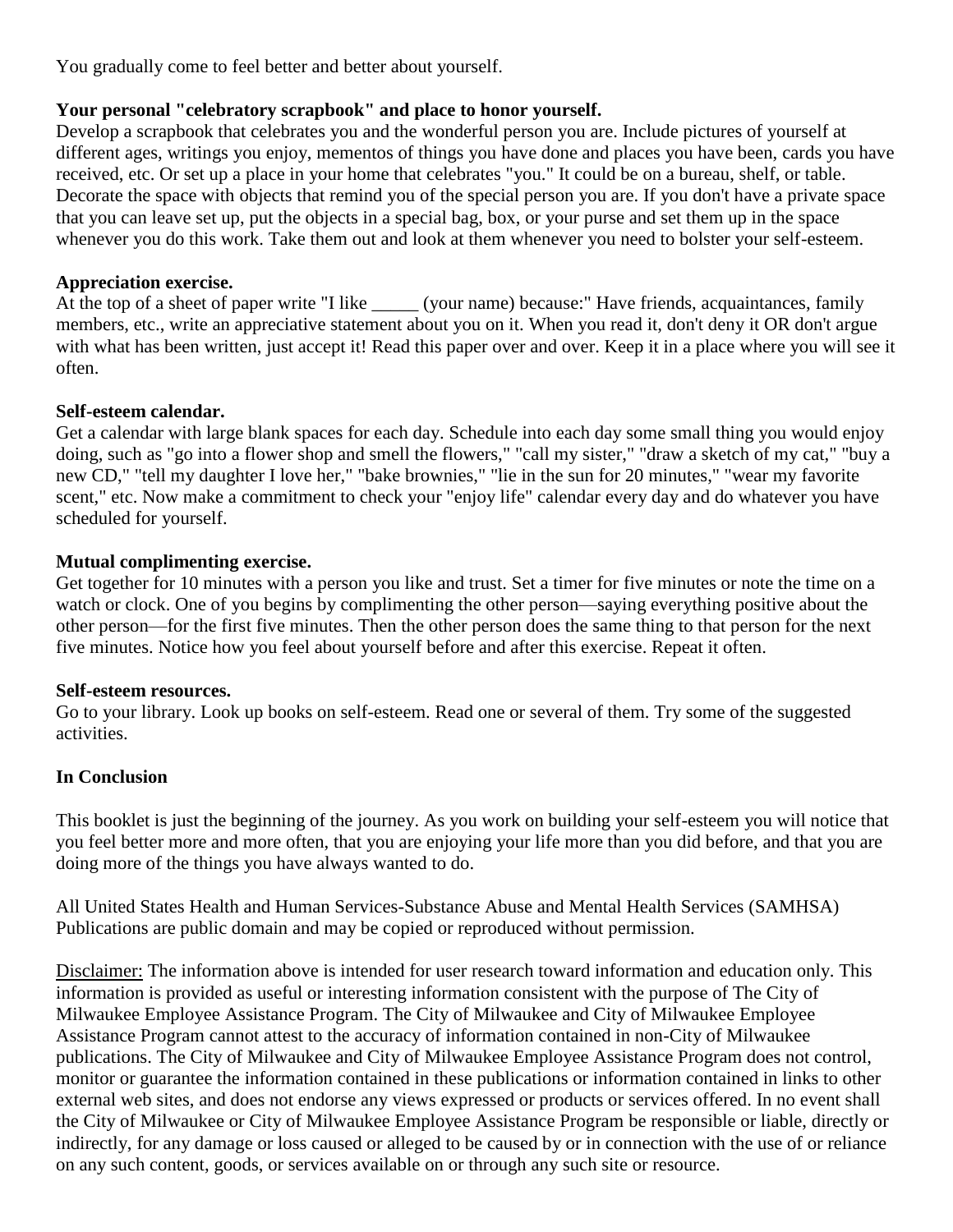You gradually come to feel better and better about yourself.

**Your personal "celebratory scrapbook" and place to honor yourself.**
Develop a scrapbook that celebrates you and the wonderful person you are. Include pictures of yourself at different ages, writings you enjoy, mementos of things you have done and places you have been, cards you have received, etc. Or set up a place in your home that celebrates "you." It could be on a bureau, shelf, or table. Decorate the space with objects that remind you of the special person you are. If you don't have a private space that you can leave set up, put the objects in a special bag, box, or your purse and set them up in the space whenever you do this work. Take them out and look at them whenever you need to bolster your self-esteem.

**Appreciation exercise.**
At the top of a sheet of paper write "I like _____ (your name) because:" Have friends, acquaintances, family members, etc., write an appreciative statement about you on it. When you read it, don't deny it OR don't argue with what has been written, just accept it! Read this paper over and over. Keep it in a place where you will see it often.

**Self-esteem calendar.**
Get a calendar with large blank spaces for each day. Schedule into each day some small thing you would enjoy doing, such as "go into a flower shop and smell the flowers," "call my sister," "draw a sketch of my cat," "buy a new CD," "tell my daughter I love her," "bake brownies," "lie in the sun for 20 minutes," "wear my favorite scent," etc. Now make a commitment to check your "enjoy life" calendar every day and do whatever you have scheduled for yourself.

**Mutual complimenting exercise.**
Get together for 10 minutes with a person you like and trust. Set a timer for five minutes or note the time on a watch or clock. One of you begins by complimenting the other person—saying everything positive about the other person—for the first five minutes. Then the other person does the same thing to that person for the next five minutes. Notice how you feel about yourself before and after this exercise. Repeat it often.

**Self-esteem resources.**
Go to your library. Look up books on self-esteem. Read one or several of them. Try some of the suggested activities.

**In Conclusion**

This booklet is just the beginning of the journey. As you work on building your self-esteem you will notice that you feel better more and more often, that you are enjoying your life more than you did before, and that you are doing more of the things you have always wanted to do.

All United States Health and Human Services-Substance Abuse and Mental Health Services (SAMHSA) Publications are public domain and may be copied or reproduced without permission.

Disclaimer: The information above is intended for user research toward information and education only. This information is provided as useful or interesting information consistent with the purpose of The City of Milwaukee Employee Assistance Program. The City of Milwaukee and City of Milwaukee Employee Assistance Program cannot attest to the accuracy of information contained in non-City of Milwaukee publications. The City of Milwaukee and City of Milwaukee Employee Assistance Program does not control, monitor or guarantee the information contained in these publications or information contained in links to other external web sites, and does not endorse any views expressed or products or services offered. In no event shall the City of Milwaukee or City of Milwaukee Employee Assistance Program be responsible or liable, directly or indirectly, for any damage or loss caused or alleged to be caused by or in connection with the use of or reliance on any such content, goods, or services available on or through any such site or resource.